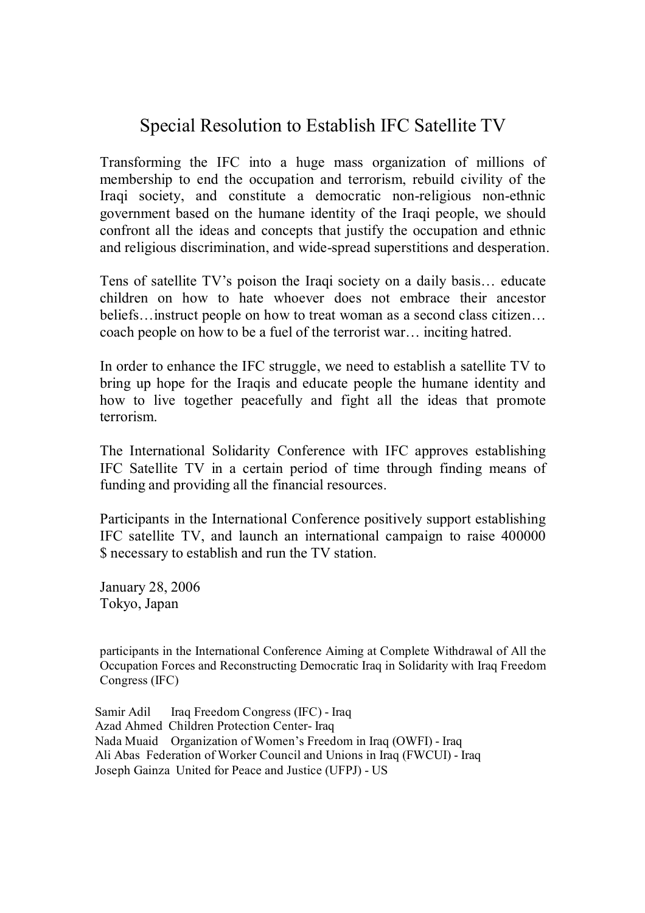# Special Resolution to Establish IFC Satellite TV

Transforming the IFC into a huge mass organization of millions of membership to end the occupation and terrorism, rebuild civility of the Iraqi society, and constitute a democratic non-religious non-ethnic government based on the humane identity of the Iraqi people, we should confront all the ideas and concepts that justify the occupation and ethnic and religious discrimination, and wide-spread superstitions and desperation.

Tens of satellite TV's poison the Iraqi society on a daily basis… educate children on how to hate whoever does not embrace their ancestor beliefs…instruct people on how to treat woman as a second class citizen… coach people on how to be a fuel of the terrorist war… inciting hatred.

In order to enhance the IFC struggle, we need to establish a satellite TV to bring up hope for the Iraqis and educate people the humane identity and how to live together peacefully and fight all the ideas that promote terrorism.

The International Solidarity Conference with IFC approves establishing IFC Satellite TV in a certain period of time through finding means of funding and providing all the financial resources.

Participants in the International Conference positively support establishing IFC satellite TV, and launch an international campaign to raise 400000 $ necessary to establish and run the TV station.

January 28, 2006
Tokyo, Japan

participants in the International Conference Aiming at Complete Withdrawal of All the Occupation Forces and Reconstructing Democratic Iraq in Solidarity with Iraq Freedom Congress (IFC)

Samir Adil   Iraq Freedom Congress (IFC) - Iraq
Azad Ahmed   Children Protection Center- Iraq
Nada Muaid   Organization of Women's Freedom in Iraq (OWFI) - Iraq
Ali Abas   Federation of Worker Council and Unions in Iraq (FWCUI) - Iraq
Joseph Gainza   United for Peace and Justice (UFPJ) - US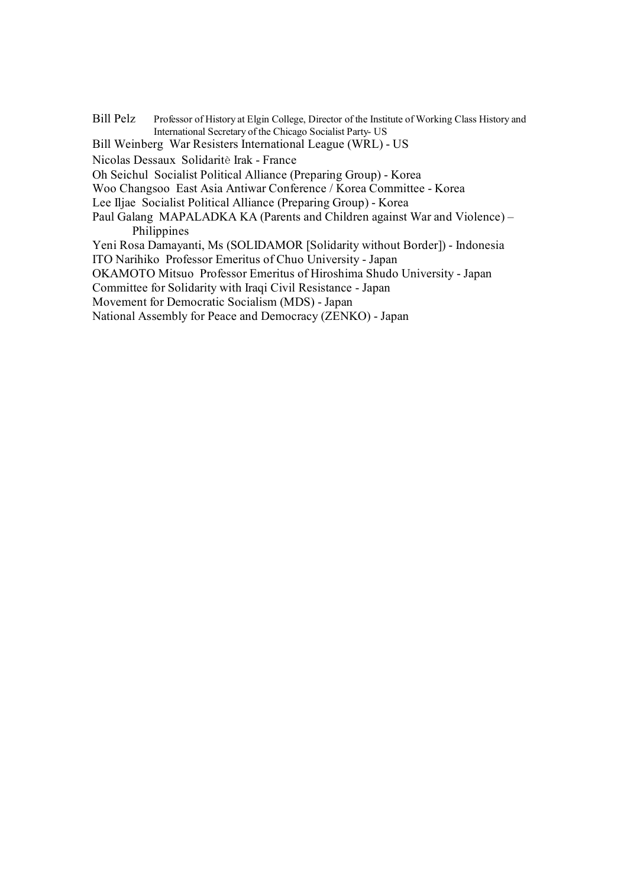Bill Pelz Professor of History at Elgin College, Director of the Institute of Working Class History and International Secretary of the Chicago Socialist Party- US

Bill Weinberg War Resisters International League (WRL) - US

Nicolas Dessaux Solidaritè Irak - France

Oh Seichul Socialist Political Alliance (Preparing Group) - Korea

Woo Changsoo East Asia Antiwar Conference / Korea Committee - Korea

Lee Iljae Socialist Political Alliance (Preparing Group) - Korea

Paul Galang MAPALADKA KA (Parents and Children against War and Violence) – Philippines

Yeni Rosa Damayanti, Ms (SOLIDAMOR [Solidarity without Border]) - Indonesia

ITO Narihiko Professor Emeritus of Chuo University - Japan

OKAMOTO Mitsuo Professor Emeritus of Hiroshima Shudo University - Japan

Committee for Solidarity with Iraqi Civil Resistance - Japan

Movement for Democratic Socialism (MDS) - Japan

National Assembly for Peace and Democracy (ZENKO) - Japan